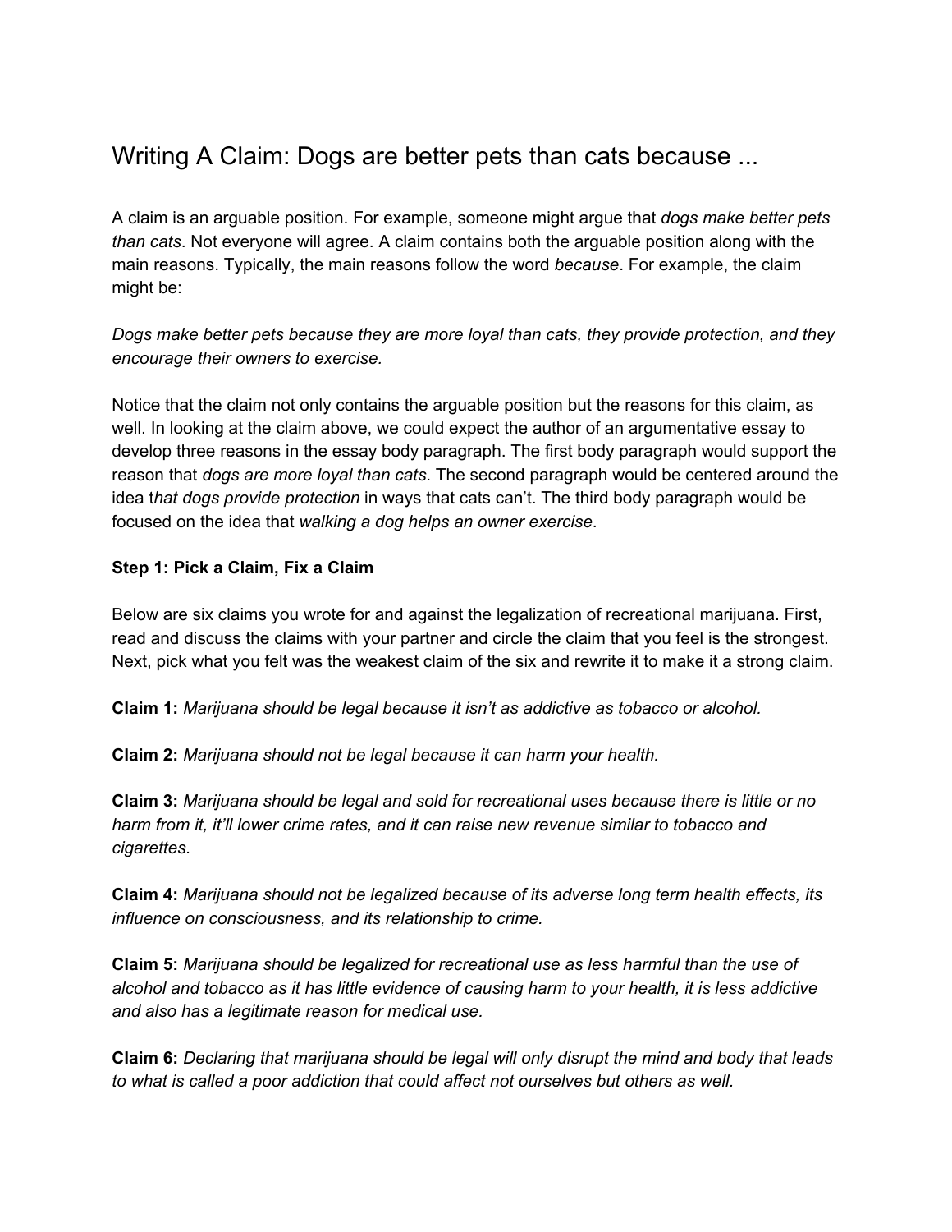# Writing A Claim: Dogs are better pets than cats because ...

A claim is an arguable position. For example, someone might argue that *dogs make better pets than cats*. Not everyone will agree. A claim contains both the arguable position along with the main reasons. Typically, the main reasons follow the word *because*. For example, the claim might be:

*Dogs make better pets because they are more loyal than cats, they provide protection, and they encourage their owners to exercise.*

Notice that the claim not only contains the arguable position but the reasons for this claim, as well. In looking at the claim above, we could expect the author of an argumentative essay to develop three reasons in the essay body paragraph. The first body paragraph would support the reason that *dogs are more loyal than cats*. The second paragraph would be centered around the idea t*hat dogs provide protection* in ways that cats can't. The third body paragraph would be focused on the idea that *walking a dog helps an owner exercise*.

**Step 1: Pick a Claim, Fix a Claim**

Below are six claims you wrote for and against the legalization of recreational marijuana. First, read and discuss the claims with your partner and circle the claim that you feel is the strongest. Next, pick what you felt was the weakest claim of the six and rewrite it to make it a strong claim.

**Claim 1:** *Marijuana should be legal because it isn't as addictive as tobacco or alcohol.*

**Claim 2:** *Marijuana should not be legal because it can harm your health.*

**Claim 3:** *Marijuana should be legal and sold for recreational uses because there is little or no harm from it, it'll lower crime rates, and it can raise new revenue similar to tobacco and cigarettes.*

**Claim 4:** *Marijuana should not be legalized because of its adverse long term health effects, its influence on consciousness, and its relationship to crime.*

**Claim 5:** *Marijuana should be legalized for recreational use as less harmful than the use of alcohol and tobacco as it has little evidence of causing harm to your health, it is less addictive and also has a legitimate reason for medical use.*

**Claim 6:** *Declaring that marijuana should be legal will only disrupt the mind and body that leads to what is called a poor addiction that could affect not ourselves but others as well.*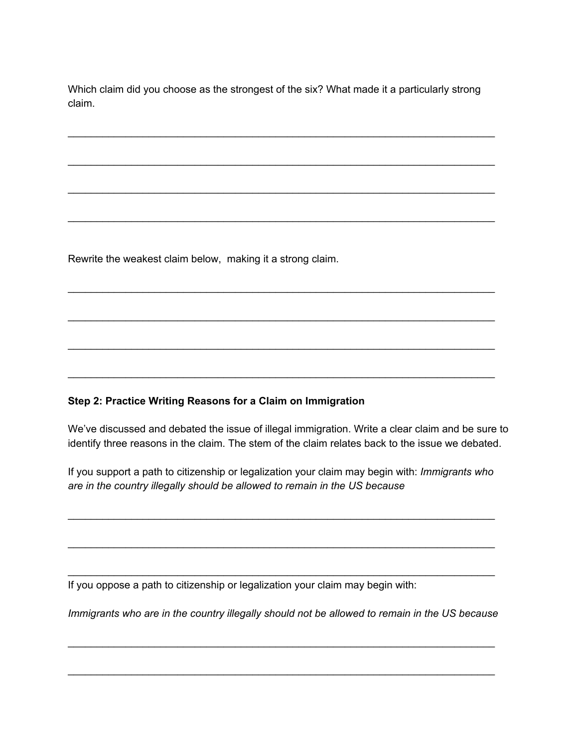Which claim did you choose as the strongest of the six? What made it a particularly strong claim.

___________________________________________________________________________

___________________________________________________________________________

___________________________________________________________________________

___________________________________________________________________________

Rewrite the weakest claim below, making it a strong claim.

___________________________________________________________________________

___________________________________________________________________________

___________________________________________________________________________

___________________________________________________________________________

**Step 2: Practice Writing Reasons for a Claim on Immigration**

We've discussed and debated the issue of illegal immigration. Write a clear claim and be sure to identify three reasons in the claim. The stem of the claim relates back to the issue we debated.

If you support a path to citizenship or legalization your claim may begin with: *Immigrants who are in the country illegally should be allowed to remain in the US because*

___________________________________________________________________________

___________________________________________________________________________

___________________________________________________________________________

If you oppose a path to citizenship or legalization your claim may begin with:

*Immigrants who are in the country illegally should not be allowed to remain in the US because*

___________________________________________________________________________

___________________________________________________________________________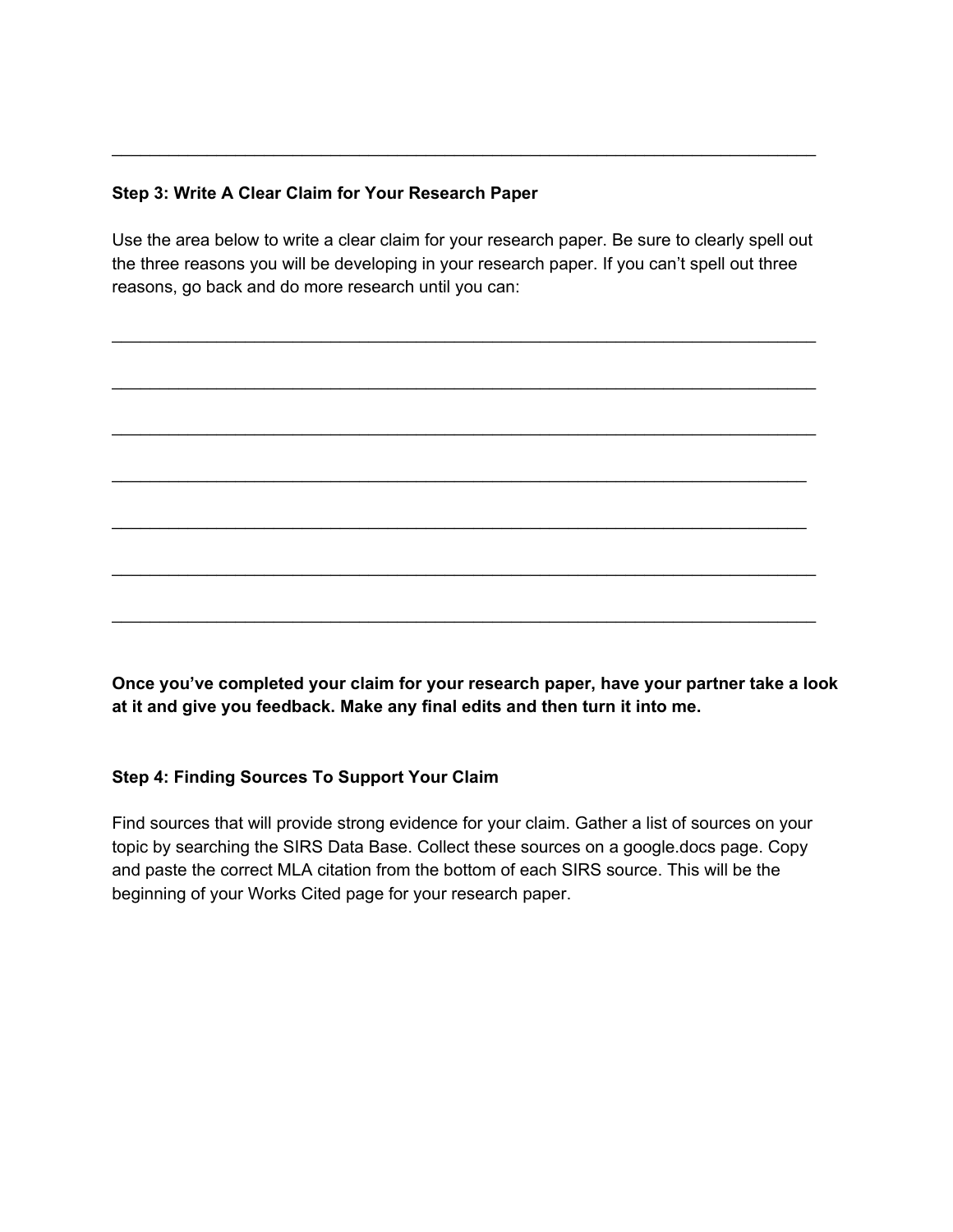\_\_\_\_\_\_\_\_\_\_\_\_\_\_\_\_\_\_\_\_\_\_\_\_\_\_\_\_\_\_\_\_\_\_\_\_\_\_\_\_\_\_\_\_\_\_\_\_\_\_\_\_\_\_\_\_\_\_\_\_\_\_\_\_\_\_\_\_\_\_\_\_\_\_\_\_

**Step 3: Write A Clear Claim for Your Research Paper**

Use the area below to write a clear claim for your research paper. Be sure to clearly spell out the three reasons you will be developing in your research paper. If you can't spell out three reasons, go back and do more research until you can:

\_\_\_\_\_\_\_\_\_\_\_\_\_\_\_\_\_\_\_\_\_\_\_\_\_\_\_\_\_\_\_\_\_\_\_\_\_\_\_\_\_\_\_\_\_\_\_\_\_\_\_\_\_\_\_\_\_\_\_\_\_\_\_\_\_\_\_\_\_\_\_\_\_\_\_\_

\_\_\_\_\_\_\_\_\_\_\_\_\_\_\_\_\_\_\_\_\_\_\_\_\_\_\_\_\_\_\_\_\_\_\_\_\_\_\_\_\_\_\_\_\_\_\_\_\_\_\_\_\_\_\_\_\_\_\_\_\_\_\_\_\_\_\_\_\_\_\_\_\_\_\_\_

\_\_\_\_\_\_\_\_\_\_\_\_\_\_\_\_\_\_\_\_\_\_\_\_\_\_\_\_\_\_\_\_\_\_\_\_\_\_\_\_\_\_\_\_\_\_\_\_\_\_\_\_\_\_\_\_\_\_\_\_\_\_\_\_\_\_\_\_\_\_\_\_\_\_\_\_

\_\_\_\_\_\_\_\_\_\_\_\_\_\_\_\_\_\_\_\_\_\_\_\_\_\_\_\_\_\_\_\_\_\_\_\_\_\_\_\_\_\_\_\_\_\_\_\_\_\_\_\_\_\_\_\_\_\_\_\_\_\_\_\_\_\_\_\_\_\_\_\_\_\_\_

\_\_\_\_\_\_\_\_\_\_\_\_\_\_\_\_\_\_\_\_\_\_\_\_\_\_\_\_\_\_\_\_\_\_\_\_\_\_\_\_\_\_\_\_\_\_\_\_\_\_\_\_\_\_\_\_\_\_\_\_\_\_\_\_\_\_\_\_\_\_\_\_\_\_\_

\_\_\_\_\_\_\_\_\_\_\_\_\_\_\_\_\_\_\_\_\_\_\_\_\_\_\_\_\_\_\_\_\_\_\_\_\_\_\_\_\_\_\_\_\_\_\_\_\_\_\_\_\_\_\_\_\_\_\_\_\_\_\_\_\_\_\_\_\_\_\_\_\_\_\_\_

\_\_\_\_\_\_\_\_\_\_\_\_\_\_\_\_\_\_\_\_\_\_\_\_\_\_\_\_\_\_\_\_\_\_\_\_\_\_\_\_\_\_\_\_\_\_\_\_\_\_\_\_\_\_\_\_\_\_\_\_\_\_\_\_\_\_\_\_\_\_\_\_\_\_\_\_

**Once you've completed your claim for your research paper, have your partner take a look at it and give you feedback. Make any final edits and then turn it into me.**

**Step 4: Finding Sources To Support Your Claim**

Find sources that will provide strong evidence for your claim. Gather a list of sources on your topic by searching the SIRS Data Base. Collect these sources on a google.docs page. Copy and paste the correct MLA citation from the bottom of each SIRS source. This will be the beginning of your Works Cited page for your research paper.